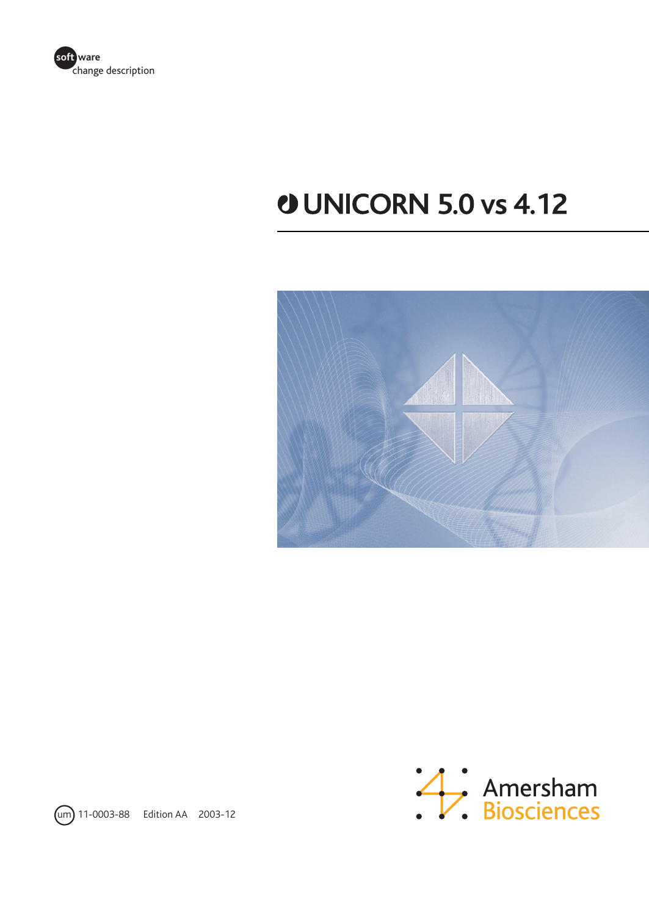soft ware
change description

# UNICORN 5.0 vs 4.12

um 11-0003-88 Edition AA 2003-12

Amersham Biosciences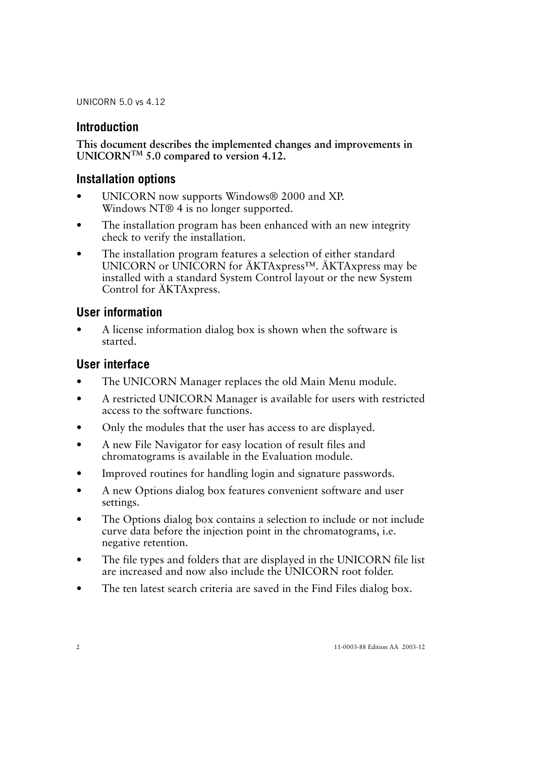## Introduction

**This document describes the implemented changes and improvements in UNICORN™ 5.0 compared to version 4.12.**

## Installation options

- UNICORN now supports Windows® 2000 and XP.
  Windows NT® 4 is no longer supported.
- The installation program has been enhanced with an new integrity check to verify the installation.
- The installation program features a selection of either standard UNICORN or UNICORN for ÄKTAxpress™. ÄKTAxpress may be installed with a standard System Control layout or the new System Control for ÄKTAxpress.

## User information

- A license information dialog box is shown when the software is started.

## User interface

- The UNICORN Manager replaces the old Main Menu module.
- A restricted UNICORN Manager is available for users with restricted access to the software functions.
- Only the modules that the user has access to are displayed.
- A new File Navigator for easy location of result files and chromatograms is available in the Evaluation module.
- Improved routines for handling login and signature passwords.
- A new Options dialog box features convenient software and user settings.
- The Options dialog box contains a selection to include or not include curve data before the injection point in the chromatograms, i.e. negative retention.
- The file types and folders that are displayed in the UNICORN file list are increased and now also include the UNICORN root folder.
- The ten latest search criteria are saved in the Find Files dialog box.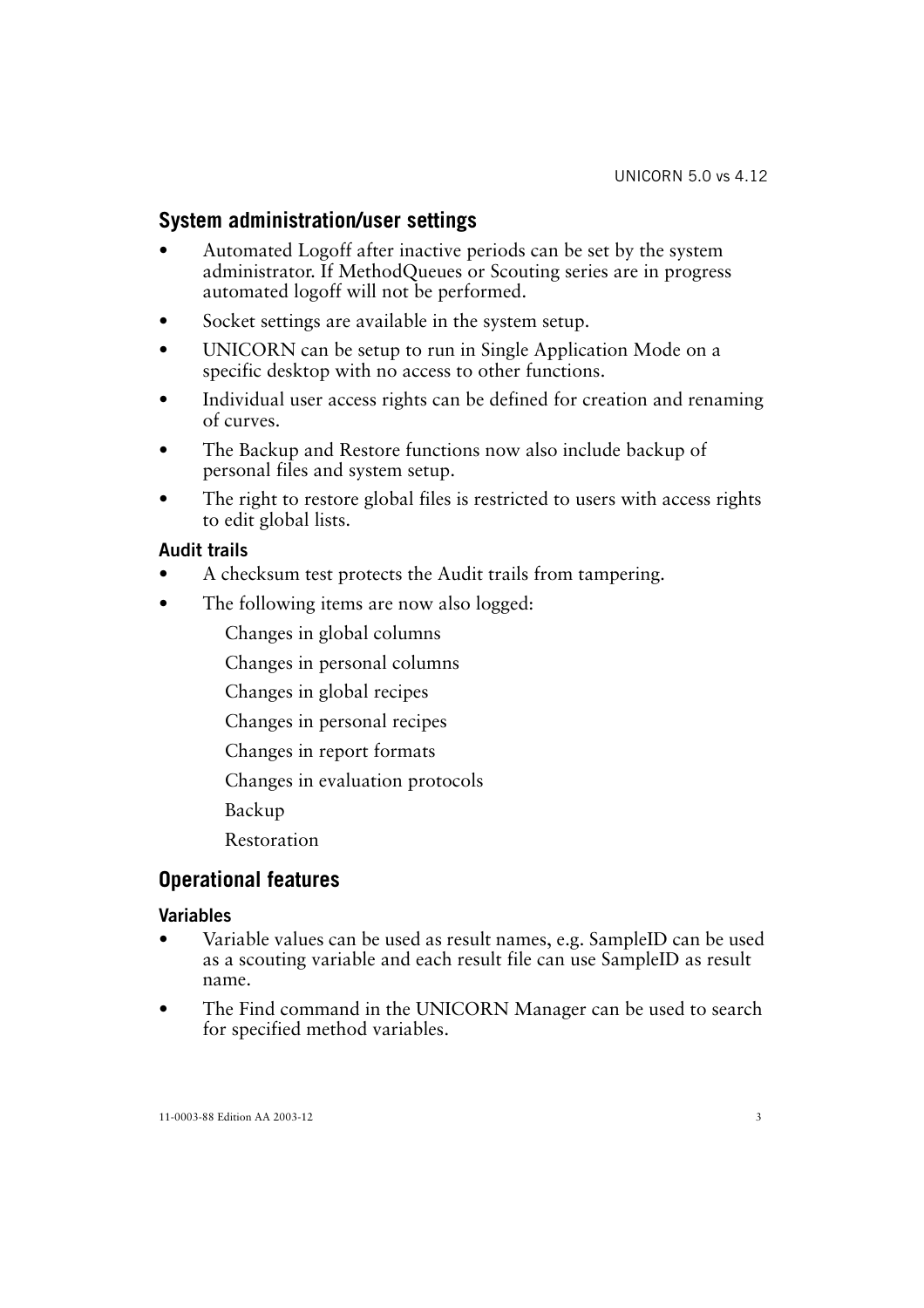## System administration/user settings

- Automated Logoff after inactive periods can be set by the system administrator. If MethodQueues or Scouting series are in progress automated logoff will not be performed.
- Socket settings are available in the system setup.
- UNICORN can be setup to run in Single Application Mode on a specific desktop with no access to other functions.
- Individual user access rights can be defined for creation and renaming of curves.
- The Backup and Restore functions now also include backup of personal files and system setup.
- The right to restore global files is restricted to users with access rights to edit global lists.

### Audit trails

- A checksum test protects the Audit trails from tampering.
- The following items are now also logged:

  Changes in global columns

  Changes in personal columns

  Changes in global recipes

  Changes in personal recipes

  Changes in report formats

  Changes in evaluation protocols

  Backup

  Restoration

## Operational features

### Variables

- Variable values can be used as result names, e.g. SampleID can be used as a scouting variable and each result file can use SampleID as result name.
- The Find command in the UNICORN Manager can be used to search for specified method variables.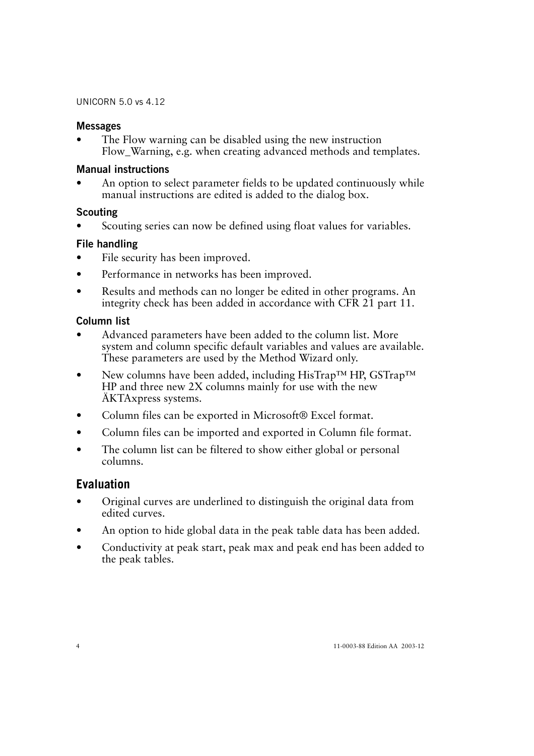### Messages

- The Flow warning can be disabled using the new instruction Flow_Warning, e.g. when creating advanced methods and templates.

### Manual instructions

- An option to select parameter fields to be updated continuously while manual instructions are edited is added to the dialog box.

### Scouting

- Scouting series can now be defined using float values for variables.

### File handling

- File security has been improved.
- Performance in networks has been improved.
- Results and methods can no longer be edited in other programs. An integrity check has been added in accordance with CFR 21 part 11.

### Column list

- Advanced parameters have been added to the column list. More system and column specific default variables and values are available. These parameters are used by the Method Wizard only.
- New columns have been added, including HisTrap™ HP, GSTrap™ HP and three new 2X columns mainly for use with the new ÄKTAxpress systems.
- Column files can be exported in Microsoft® Excel format.
- Column files can be imported and exported in Column file format.
- The column list can be filtered to show either global or personal columns.

## Evaluation

- Original curves are underlined to distinguish the original data from edited curves.
- An option to hide global data in the peak table data has been added.
- Conductivity at peak start, peak max and peak end has been added to the peak tables.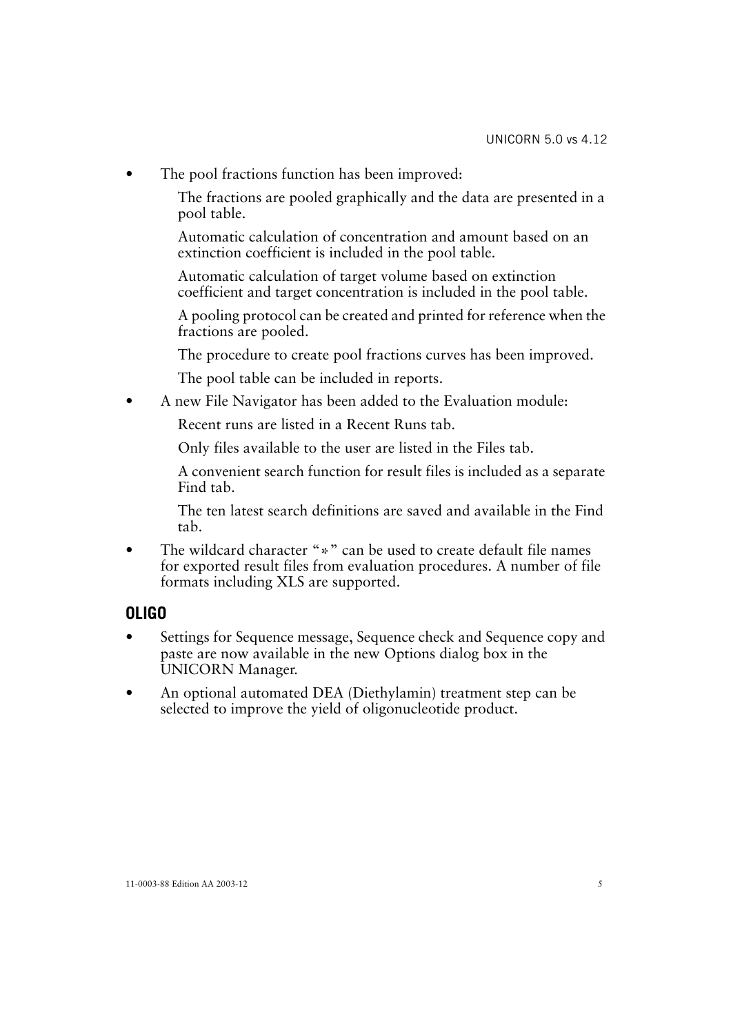- The pool fractions function has been improved:

  The fractions are pooled graphically and the data are presented in a pool table.

  Automatic calculation of concentration and amount based on an extinction coefficient is included in the pool table.

  Automatic calculation of target volume based on extinction coefficient and target concentration is included in the pool table.

  A pooling protocol can be created and printed for reference when the fractions are pooled.

  The procedure to create pool fractions curves has been improved.

  The pool table can be included in reports.

- A new File Navigator has been added to the Evaluation module:

  Recent runs are listed in a Recent Runs tab.

  Only files available to the user are listed in the Files tab.

  A convenient search function for result files is included as a separate Find tab.

  The ten latest search definitions are saved and available in the Find tab.

- The wildcard character "*" can be used to create default file names for exported result files from evaluation procedures. A number of file formats including XLS are supported.

## OLIGO

- Settings for Sequence message, Sequence check and Sequence copy and paste are now available in the new Options dialog box in the UNICORN Manager.
- An optional automated DEA (Diethylamin) treatment step can be selected to improve the yield of oligonucleotide product.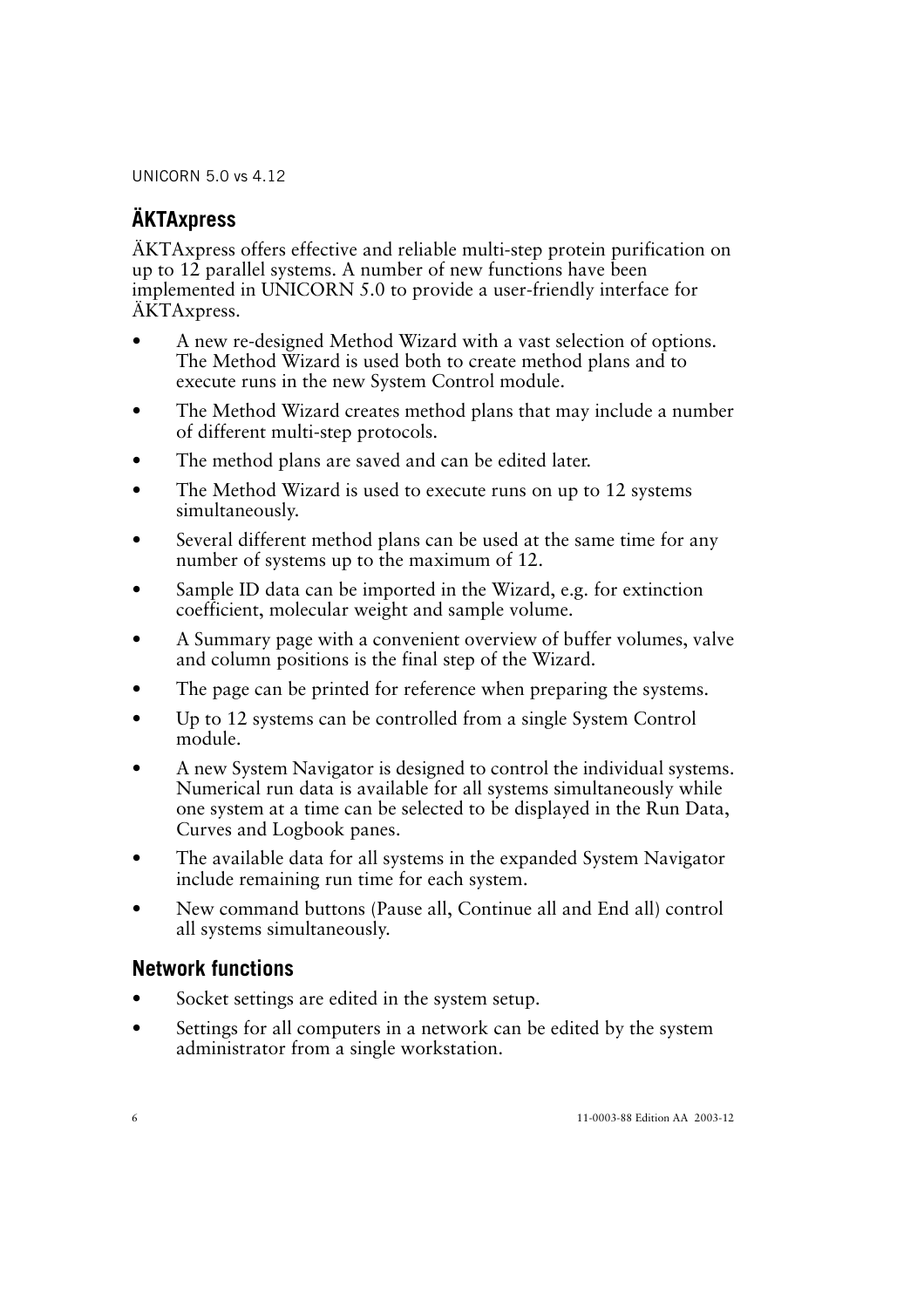## ÄKTAxpress

ÄKTAxpress offers effective and reliable multi-step protein purification on up to 12 parallel systems. A number of new functions have been implemented in UNICORN 5.0 to provide a user-friendly interface for ÄKTAxpress.

- A new re-designed Method Wizard with a vast selection of options. The Method Wizard is used both to create method plans and to execute runs in the new System Control module.
- The Method Wizard creates method plans that may include a number of different multi-step protocols.
- The method plans are saved and can be edited later.
- The Method Wizard is used to execute runs on up to 12 systems simultaneously.
- Several different method plans can be used at the same time for any number of systems up to the maximum of 12.
- Sample ID data can be imported in the Wizard, e.g. for extinction coefficient, molecular weight and sample volume.
- A Summary page with a convenient overview of buffer volumes, valve and column positions is the final step of the Wizard.
- The page can be printed for reference when preparing the systems.
- Up to 12 systems can be controlled from a single System Control module.
- A new System Navigator is designed to control the individual systems. Numerical run data is available for all systems simultaneously while one system at a time can be selected to be displayed in the Run Data, Curves and Logbook panes.
- The available data for all systems in the expanded System Navigator include remaining run time for each system.
- New command buttons (Pause all, Continue all and End all) control all systems simultaneously.

## Network functions

- Socket settings are edited in the system setup.
- Settings for all computers in a network can be edited by the system administrator from a single workstation.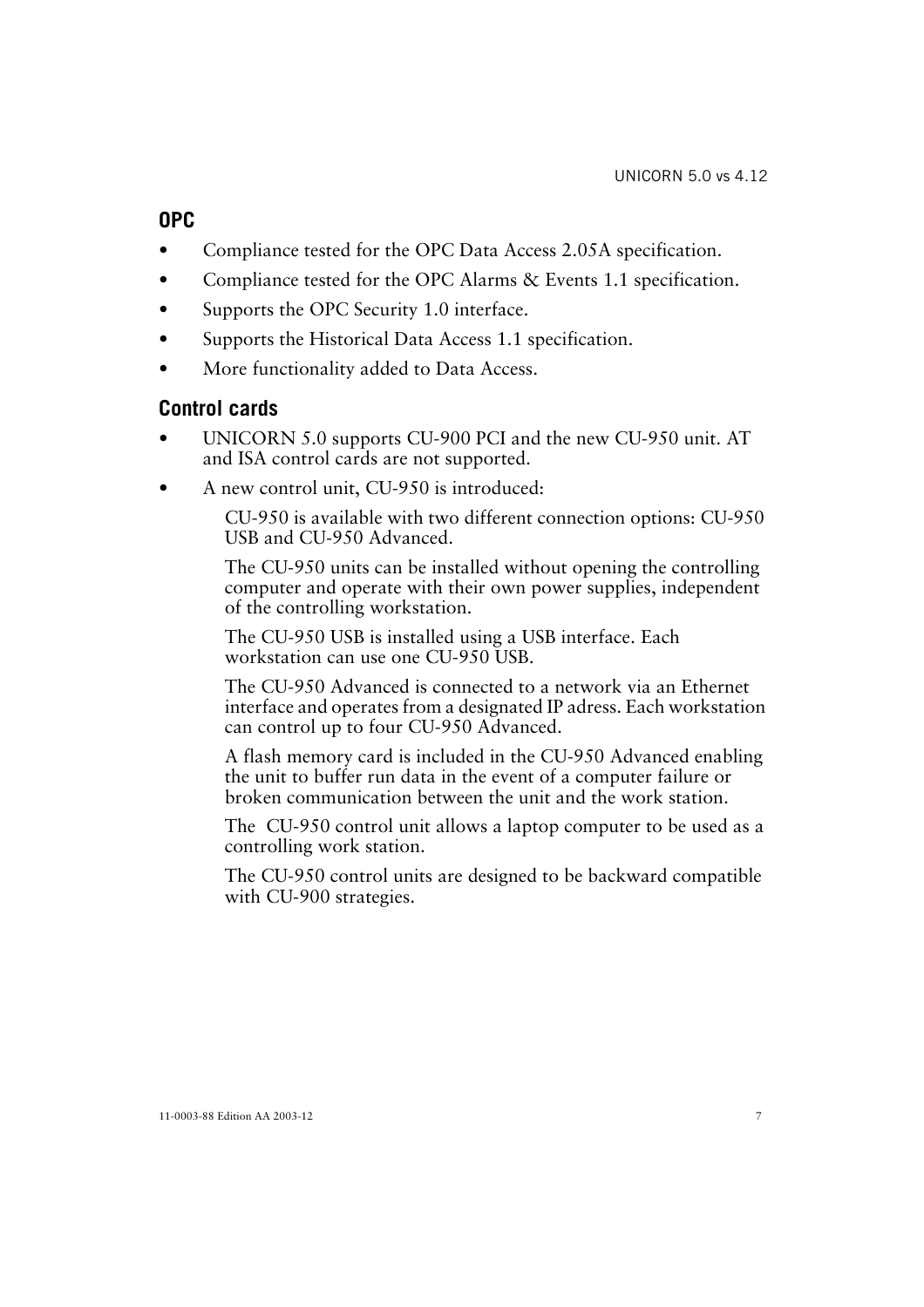## OPC

- Compliance tested for the OPC Data Access 2.05A specification.
- Compliance tested for the OPC Alarms & Events 1.1 specification.
- Supports the OPC Security 1.0 interface.
- Supports the Historical Data Access 1.1 specification.
- More functionality added to Data Access.

## Control cards

- UNICORN 5.0 supports CU-900 PCI and the new CU-950 unit. AT and ISA control cards are not supported.
- A new control unit, CU-950 is introduced:

  CU-950 is available with two different connection options: CU-950 USB and CU-950 Advanced.

  The CU-950 units can be installed without opening the controlling computer and operate with their own power supplies, independent of the controlling workstation.

  The CU-950 USB is installed using a USB interface. Each workstation can use one CU-950 USB.

  The CU-950 Advanced is connected to a network via an Ethernet interface and operates from a designated IP adress. Each workstation can control up to four CU-950 Advanced.

  A flash memory card is included in the CU-950 Advanced enabling the unit to buffer run data in the event of a computer failure or broken communication between the unit and the work station.

  The CU-950 control unit allows a laptop computer to be used as a controlling work station.

  The CU-950 control units are designed to be backward compatible with CU-900 strategies.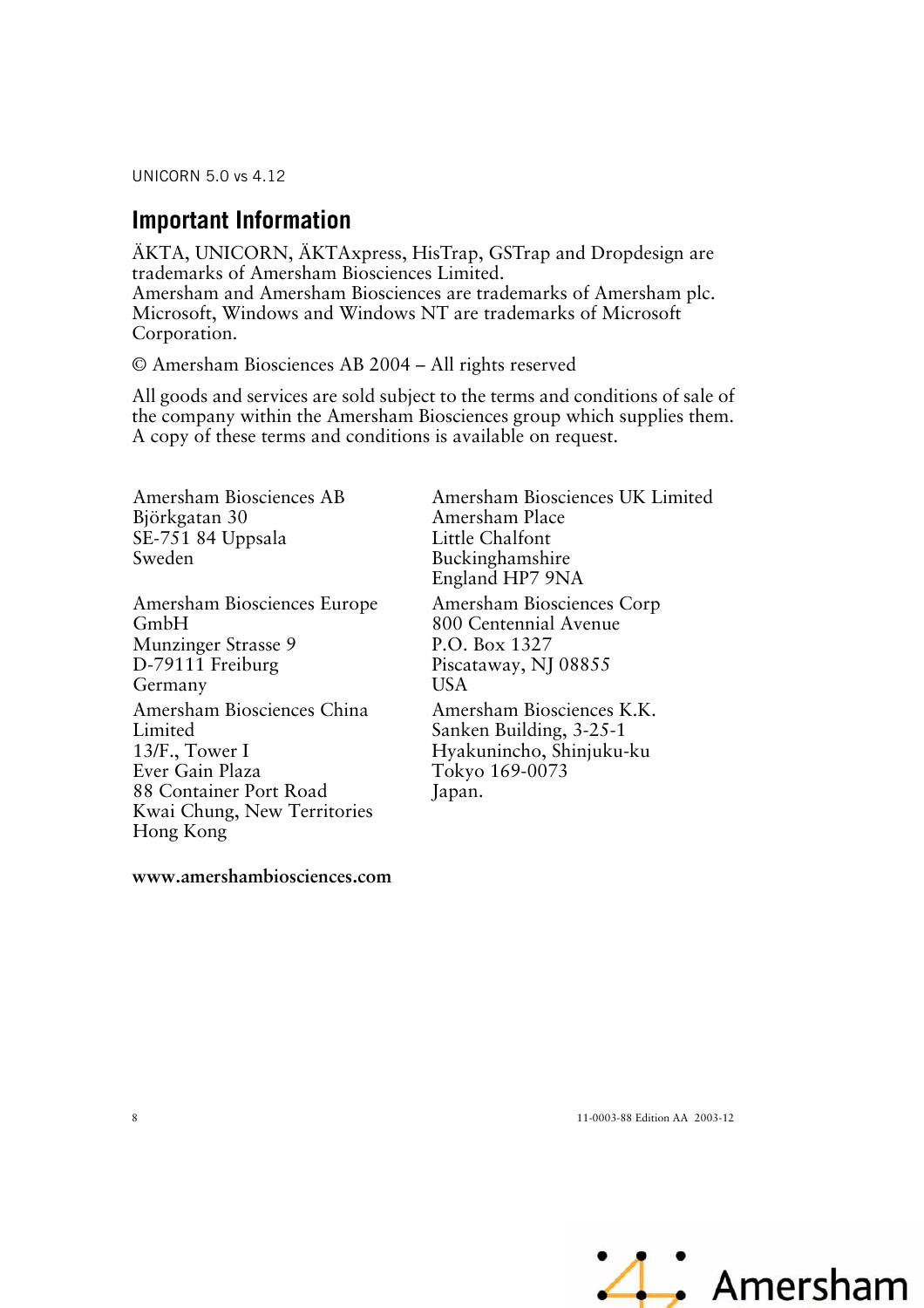UNICORN 5.0 vs 4.12

## Important Information

ÄKTA, UNICORN, ÄKTAxpress, HisTrap, GSTrap and Dropdesign are trademarks of Amersham Biosciences Limited.
Amersham and Amersham Biosciences are trademarks of Amersham plc.
Microsoft, Windows and Windows NT are trademarks of Microsoft Corporation.

© Amersham Biosciences AB 2004 – All rights reserved

All goods and services are sold subject to the terms and conditions of sale of the company within the Amersham Biosciences group which supplies them. A copy of these terms and conditions is available on request.

Amersham Biosciences AB
Björkgatan 30
SE-751 84 Uppsala
Sweden

Amersham Biosciences Europe GmbH
Munzinger Strasse 9
D-79111 Freiburg
Germany

Amersham Biosciences China Limited
13/F., Tower I
Ever Gain Plaza
88 Container Port Road
Kwai Chung, New Territories
Hong Kong

Amersham Biosciences UK Limited
Amersham Place
Little Chalfont
Buckinghamshire
England HP7 9NA

Amersham Biosciences Corp
800 Centennial Avenue
P.O. Box 1327
Piscataway, NJ 08855
USA

Amersham Biosciences K.K.
Sanken Building, 3-25-1
Hyakunincho, Shinjuku-ku
Tokyo 169-0073
Japan.

**www.amershambiosciences.com**

11-0003-88 Edition AA 2003-12

Amersham